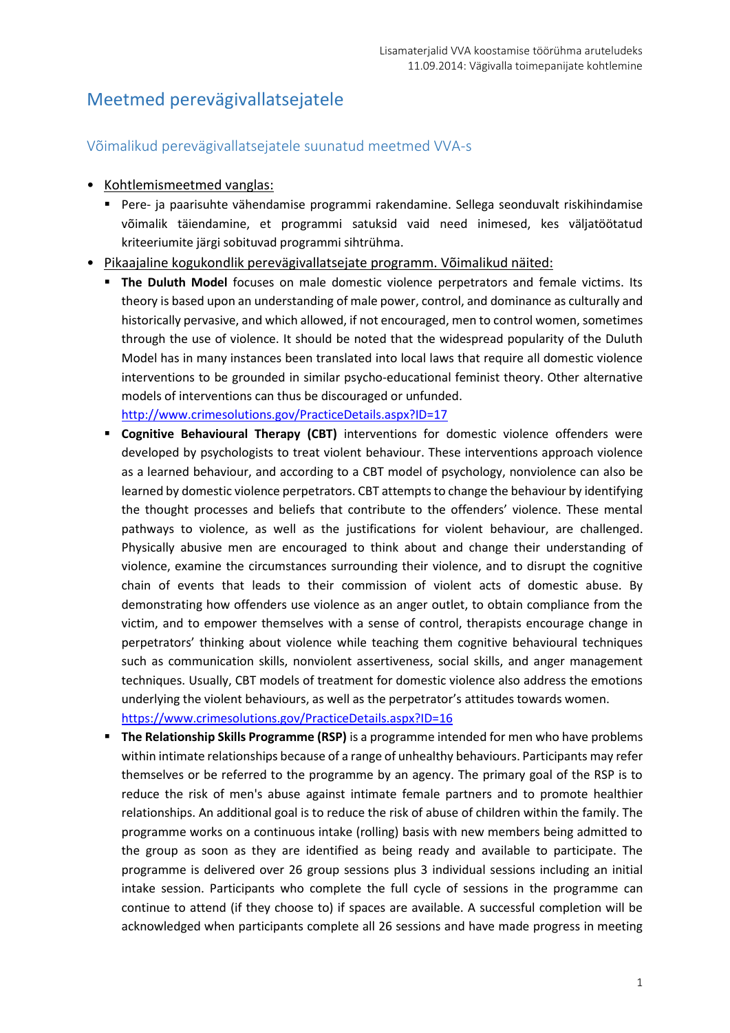# Meetmed perevägivallatsejatele

## Võimalikud perevägivallatsejatele suunatud meetmed VVA-s

- Kohtlemismeetmed vanglas:
  - Pere- ja paarisuhte vähendamise programmi rakendamine. Sellega seonduvalt riskihindamise võimalik täiendamine, et programmi satuksid vaid need inimesed, kes väljatöötatud kriteeriumite järgi sobituvad programmi sihtrühma.
- Pikaajaline kogukondlik perevägivallatsejate programm. Võimalikud näited:
  - **The Duluth Model** focuses on male domestic violence perpetrators and female victims. Its theory is based upon an understanding of male power, control, and dominance as culturally and historically pervasive, and which allowed, if not encouraged, men to control women, sometimes through the use of violence. It should be noted that the widespread popularity of the Duluth Model has in many instances been translated into local laws that require all domestic violence interventions to be grounded in similar psycho-educational feminist theory. Other alternative models of interventions can thus be discouraged or unfunded. http://www.crimesolutions.gov/PracticeDetails.aspx?ID=17
  - **Cognitive Behavioural Therapy (CBT)** interventions for domestic violence offenders were developed by psychologists to treat violent behaviour. These interventions approach violence as a learned behaviour, and according to a CBT model of psychology, nonviolence can also be learned by domestic violence perpetrators. CBT attempts to change the behaviour by identifying the thought processes and beliefs that contribute to the offenders' violence. These mental pathways to violence, as well as the justifications for violent behaviour, are challenged. Physically abusive men are encouraged to think about and change their understanding of violence, examine the circumstances surrounding their violence, and to disrupt the cognitive chain of events that leads to their commission of violent acts of domestic abuse. By demonstrating how offenders use violence as an anger outlet, to obtain compliance from the victim, and to empower themselves with a sense of control, therapists encourage change in perpetrators' thinking about violence while teaching them cognitive behavioural techniques such as communication skills, nonviolent assertiveness, social skills, and anger management techniques. Usually, CBT models of treatment for domestic violence also address the emotions underlying the violent behaviours, as well as the perpetrator's attitudes towards women. https://www.crimesolutions.gov/PracticeDetails.aspx?ID=16
  - **The Relationship Skills Programme (RSP)** is a programme intended for men who have problems within intimate relationships because of a range of unhealthy behaviours. Participants may refer themselves or be referred to the programme by an agency. The primary goal of the RSP is to reduce the risk of men's abuse against intimate female partners and to promote healthier relationships. An additional goal is to reduce the risk of abuse of children within the family. The programme works on a continuous intake (rolling) basis with new members being admitted to the group as soon as they are identified as being ready and available to participate. The programme is delivered over 26 group sessions plus 3 individual sessions including an initial intake session. Participants who complete the full cycle of sessions in the programme can continue to attend (if they choose to) if spaces are available. A successful completion will be acknowledged when participants complete all 26 sessions and have made progress in meeting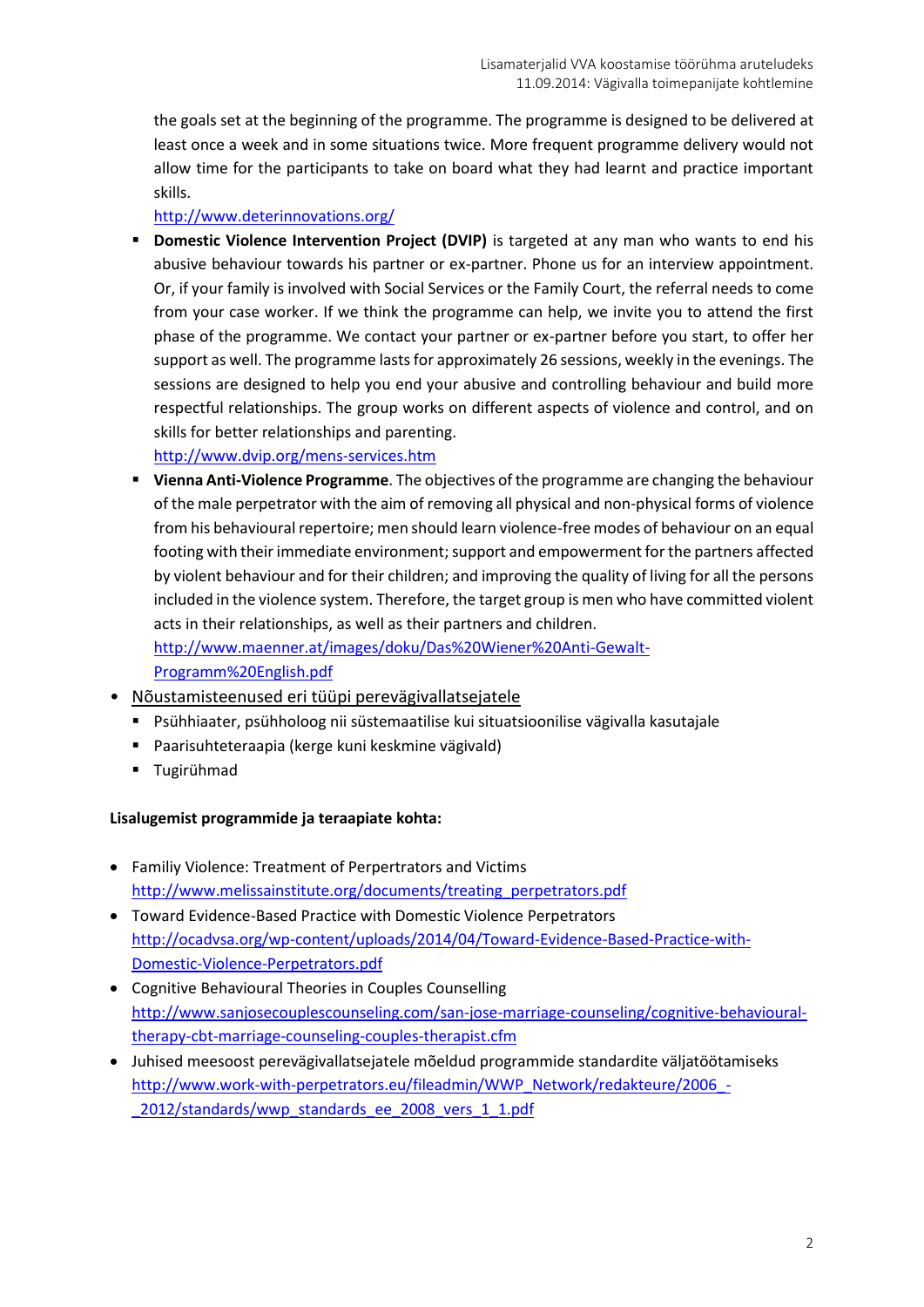the goals set at the beginning of the programme. The programme is designed to be delivered at least once a week and in some situations twice. More frequent programme delivery would not allow time for the participants to take on board what they had learnt and practice important skills.
  http://www.deterinnovations.org/

  - **Domestic Violence Intervention Project (DVIP)** is targeted at any man who wants to end his abusive behaviour towards his partner or ex-partner. Phone us for an interview appointment. Or, if your family is involved with Social Services or the Family Court, the referral needs to come from your case worker. If we think the programme can help, we invite you to attend the first phase of the programme. We contact your partner or ex-partner before you start, to offer her support as well. The programme lasts for approximately 26 sessions, weekly in the evenings. The sessions are designed to help you end your abusive and controlling behaviour and build more respectful relationships. The group works on different aspects of violence and control, and on skills for better relationships and parenting.
    http://www.dvip.org/mens-services.htm
  - **Vienna Anti-Violence Programme**. The objectives of the programme are changing the behaviour of the male perpetrator with the aim of removing all physical and non-physical forms of violence from his behavioural repertoire; men should learn violence-free modes of behaviour on an equal footing with their immediate environment; support and empowerment for the partners affected by violent behaviour and for their children; and improving the quality of living for all the persons included in the violence system. Therefore, the target group is men who have committed violent acts in their relationships, as well as their partners and children.
    http://www.maenner.at/images/doku/Das%20Wiener%20Anti-Gewalt-Programm%20English.pdf

- Nõustamisteenused eri tüüpi perevägivallatsejatele
  - Psühhiaater, psühholoog nii süstemaatilise kui situatsioonilise vägivalla kasutajale
  - Paarisuhteteraapia (kerge kuni keskmine vägivald)
  - Tugirühmad

**Lisalugemist programmide ja teraapiate kohta:**

- Familiy Violence: Treatment of Perpertrators and Victims
  http://www.melissainstitute.org/documents/treating_perpetrators.pdf
- Toward Evidence-Based Practice with Domestic Violence Perpetrators
  http://ocadvsa.org/wp-content/uploads/2014/04/Toward-Evidence-Based-Practice-with-Domestic-Violence-Perpetrators.pdf
- Cognitive Behavioural Theories in Couples Counselling
  http://www.sanjosecouplescounseling.com/san-jose-marriage-counseling/cognitive-behavioural-therapy-cbt-marriage-counseling-couples-therapist.cfm
- Juhised meesoost perevägivallatsejatele mõeldud programmide standardite väljatöötamiseks
  http://www.work-with-perpetrators.eu/fileadmin/WWP_Network/redakteure/2006_-_2012/standards/wwp_standards_ee_2008_vers_1_1.pdf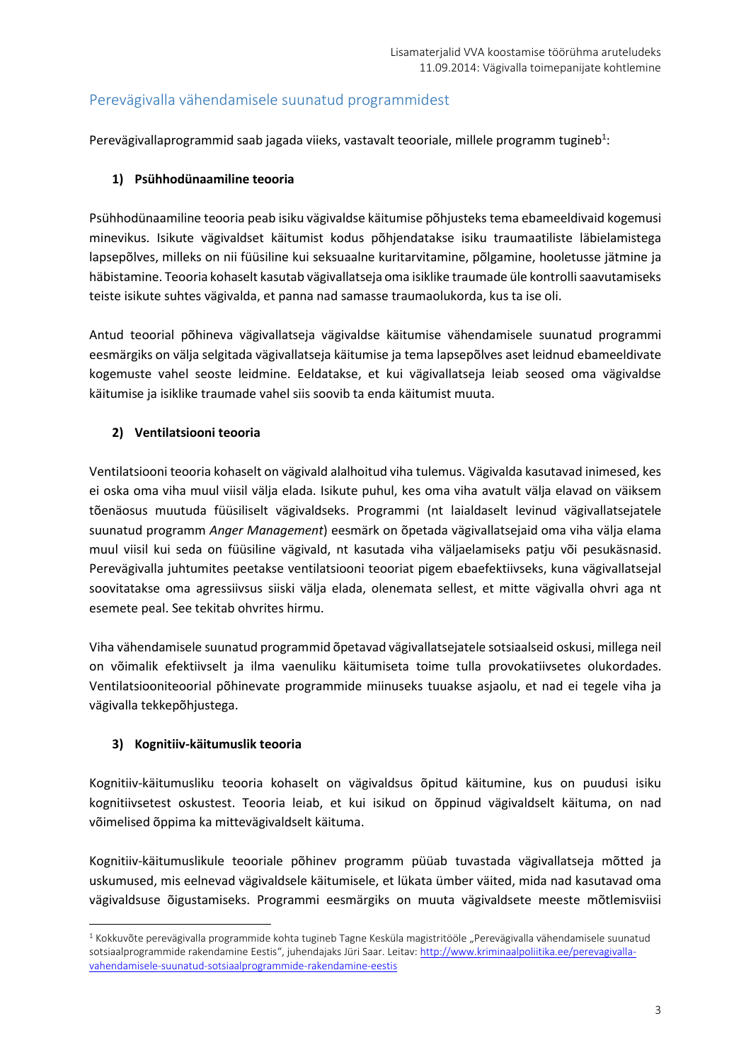## Perevägivalla vähendamisele suunatud programmidest

Perevägivallaprogrammid saab jagada viieks, vastavalt teooriale, millele programm tugineb[1]:

### 1) Psühhodünaamiline teooria

Psühhodünaamiline teooria peab isiku vägivaldse käitumise põhjusteks tema ebameeldivaid kogemusi minevikus. Isikute vägivaldset käitumist kodus põhjendatakse isiku traumaatiliste läbielamistega lapsepõlves, milleks on nii füüsiline kui seksuaalne kuritarvitamine, põlgamine, hooletusse jätmine ja häbistamine. Teooria kohaselt kasutab vägivallatseja oma isiklike traumade üle kontrolli saavutamiseks teiste isikute suhtes vägivalda, et panna nad samasse traumaolukorda, kus ta ise oli.

Antud teoorial põhineva vägivallatseja vägivaldse käitumise vähendamisele suunatud programmi eesmärgiks on välja selgitada vägivallatseja käitumise ja tema lapsepõlves aset leidnud ebameeldivate kogemuste vahel seoste leidmine. Eeldatakse, et kui vägivallatseja leiab seosed oma vägivaldse käitumise ja isiklike traumade vahel siis soovib ta enda käitumist muuta.

### 2) Ventilatsiooni teooria

Ventilatsiooni teooria kohaselt on vägivald alalhoitud viha tulemus. Vägivalda kasutavad inimesed, kes ei oska oma viha muul viisil välja elada. Isikute puhul, kes oma viha avatult välja elavad on väiksem tõenäosus muutuda füüsiliselt vägivaldseks. Programmi (nt laialdaselt levinud vägivallatsejatele suunatud programm *Anger Management*) eesmärk on õpetada vägivallatsejaid oma viha välja elama muul viisil kui seda on füüsiline vägivald, nt kasutada viha väljaelamiseks patju või pesukäsnasid. Perevägivalla juhtumites peetakse ventilatsiooni teooriat pigem ebaefektiivseks, kuna vägivallatsejal soovitatakse oma agressiivsus siiski välja elada, olenemata sellest, et mitte vägivalla ohvri aga nt esemete peal. See tekitab ohvrites hirmu.

Viha vähendamisele suunatud programmid õpetavad vägivallatsejatele sotsiaalseid oskusi, millega neil on võimalik efektiivselt ja ilma vaenuliku käitumiseta toime tulla provokatiivsetes olukordades. Ventilatsiooniteoorial põhinevate programmide miinuseks tuuakse asjaolu, et nad ei tegele viha ja vägivalla tekkepõhjustega.

### 3) Kognitiiv-käitumuslik teooria

Kognitiiv-käitumusliku teooria kohaselt on vägivaldsus õpitud käitumine, kus on puudusi isiku kognitiivsetest oskustest. Teooria leiab, et kui isikud on õppinud vägivaldselt käituma, on nad võimelised õppima ka mittevägivaldselt käituma.

Kognitiiv-käitumuslikule teooriale põhinev programm püüab tuvastada vägivallatseja mõtted ja uskumused, mis eelnevad vägivaldsele käitumisele, et lükata ümber väited, mida nad kasutavad oma vägivaldsuse õigustamiseks. Programmi eesmärgiks on muuta vägivaldsete meeste mõtlemisviisi

---

[1] Kokkuvõte perevägivalla programmide kohta tugineb Tagne Kesküla magistritööle „Perevägivalla vähendamisele suunatud sotsiaalprogrammide rakendamine Eestis“, juhendajaks Jüri Saar. Leitav: http://www.kriminaalpoliitika.ee/perevagivalla-vahendamisele-suunatud-sotsiaalprogrammide-rakendamine-eestis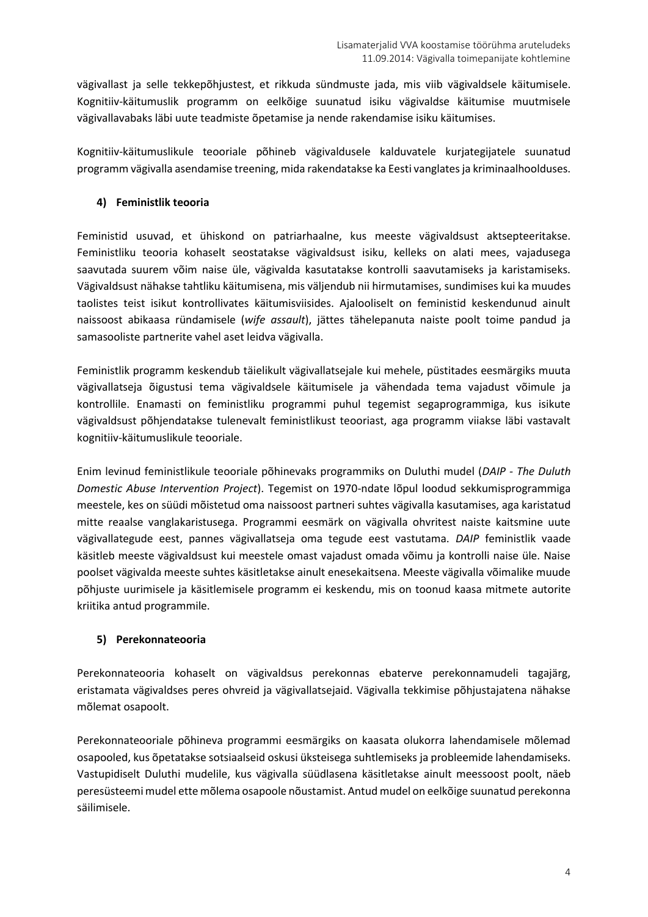vägivallast ja selle tekkepõhjustest, et rikkuda sündmuste jada, mis viib vägivaldsele käitumisele. Kognitiiv-käitumuslik programm on eelkõige suunatud isiku vägivaldse käitumise muutmisele vägivallavabaks läbi uute teadmiste õpetamise ja nende rakendamise isiku käitumises.

Kognitiiv-käitumuslikule teooriale põhineb vägivaldusele kalduvatele kurjategijatele suunatud programm vägivalla asendamise treening, mida rakendatakse ka Eesti vanglates ja kriminaalhoolduses.

#### 4) Feministlik teooria

Feministid usuvad, et ühiskond on patriarhaalne, kus meeste vägivaldsust aktsepteeritakse. Feministliku teooria kohaselt seostatakse vägivaldsust isiku, kelleks on alati mees, vajadusega saavutada suurem võim naise üle, vägivalda kasutatakse kontrolli saavutamiseks ja karistamiseks. Vägivaldsust nähakse tahtliku käitumisena, mis väljendub nii hirmutamises, sundimises kui ka muudes taolistes teist isikut kontrollivates käitumisviisides. Ajalooliselt on feministid keskendunud ainult naissoost abikaasa ründamisele (*wife assault*), jättes tähelepanuta naiste poolt toime pandud ja samasooliste partnerite vahel aset leidva vägivalla.

Feministlik programm keskendub täielikult vägivallatsejale kui mehele, püstitades eesmärgiks muuta vägivallatseja õigustusi tema vägivaldsele käitumisele ja vähendada tema vajadust võimule ja kontrollile. Enamasti on feministliku programmi puhul tegemist segaprogrammiga, kus isikute vägivaldsust põhjendatakse tulenevalt feministlikust teooriast, aga programm viiakse läbi vastavalt kognitiiv-käitumuslikule teooriale.

Enim levinud feministlikule teooriale põhinevaks programmiks on Duluthi mudel (*DAIP - The Duluth Domestic Abuse Intervention Project*). Tegemist on 1970-ndate lõpul loodud sekkumisprogrammiga meestele, kes on süüdi mõistetud oma naissoost partneri suhtes vägivalla kasutamises, aga karistatud mitte reaalse vanglakaristusega. Programmi eesmärk on vägivalla ohvritest naiste kaitsmine uute vägivallategude eest, pannes vägivallatseja oma tegude eest vastutama. *DAIP* feministlik vaade käsitleb meeste vägivaldsust kui meestele omast vajadust omada võimu ja kontrolli naise üle. Naise poolset vägivalda meeste suhtes käsitletakse ainult enesekaitsena. Meeste vägivalla võimalike muude põhjuste uurimisele ja käsitlemisele programm ei keskendu, mis on toonud kaasa mitmete autorite kriitika antud programmile.

#### 5) Perekonnateooria

Perekonnateooria kohaselt on vägivaldsus perekonnas ebaterve perekonnamudeli tagajärg, eristamata vägivaldses peres ohvreid ja vägivallatsejaid. Vägivalla tekkimise põhjustajatena nähakse mõlemat osapoolt.

Perekonnateooriale põhineva programmi eesmärgiks on kaasata olukorra lahendamisele mõlemad osapooled, kus õpetatakse sotsiaalseid oskusi üksteisega suhtlemiseks ja probleemide lahendamiseks. Vastupidiselt Duluthi mudelile, kus vägivalla süüdlasena käsitletakse ainult meessoost poolt, näeb peresüsteemi mudel ette mõlema osapoole nõustamist. Antud mudel on eelkõige suunatud perekonna säilimisele.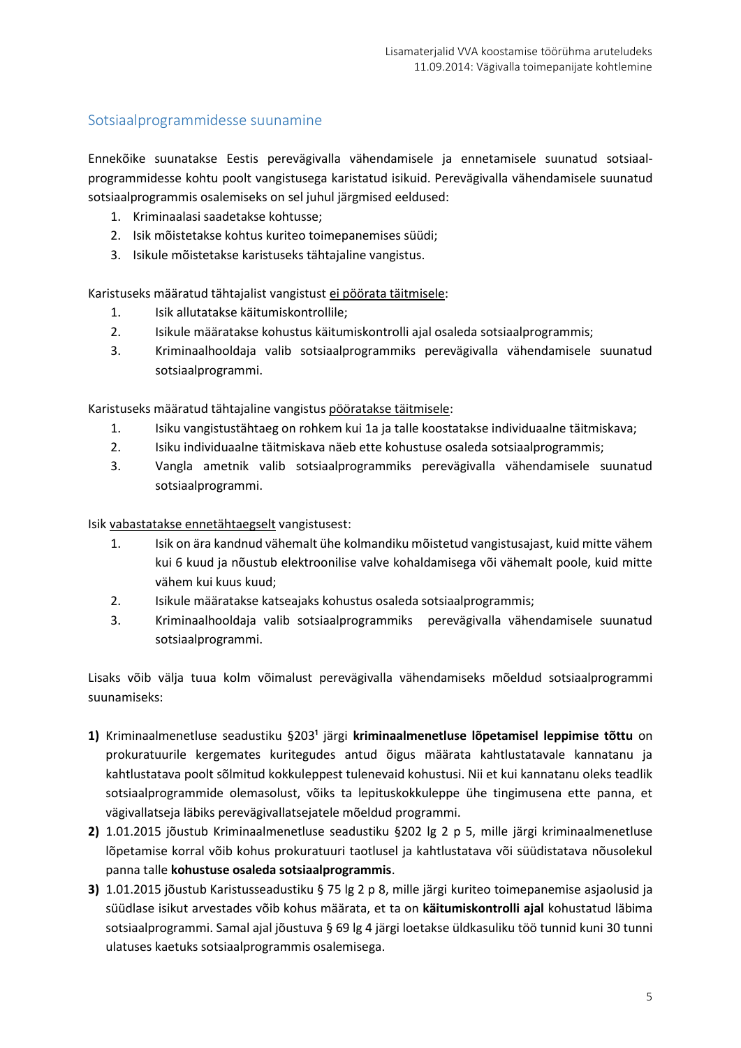## Sotsiaalprogrammidesse suunamine

Ennekõike suunatakse Eestis perevägivalla vähendamisele ja ennetamisele suunatud sotsiaal-programmidesse kohtu poolt vangistusega karistatud isikuid. Perevägivalla vähendamisele suunatud sotsiaalprogrammis osalemiseks on sel juhul järgmised eeldused:

1. Kriminaalasi saadetakse kohtusse;
2. Isik mõistetakse kohtus kuriteo toimepanemises süüdi;
3. Isikule mõistetakse karistuseks tähtajaline vangistus.

Karistuseks määratud tähtajalist vangistust ei pöörata täitmisele:

1. Isik allutatakse käitumiskontrollile;
2. Isikule määratakse kohustus käitumiskontrolli ajal osaleda sotsiaalprogrammis;
3. Kriminaalhooldaja valib sotsiaalprogrammiks perevägivalla vähendamisele suunatud sotsiaalprogrammi.

Karistuseks määratud tähtajaline vangistus pööratakse täitmisele:

1. Isiku vangistustähtaeg on rohkem kui 1a ja talle koostatakse individuaalne täitmiskava;
2. Isiku individuaalne täitmiskava näeb ette kohustuse osaleda sotsiaalprogrammis;
3. Vangla ametnik valib sotsiaalprogrammiks perevägivalla vähendamisele suunatud sotsiaalprogrammi.

Isik vabastatakse ennetähtaegselt vangistusest:

1. Isik on ära kandnud vähemalt ühe kolmandiku mõistetud vangistusajast, kuid mitte vähem kui 6 kuud ja nõustub elektroonilise valve kohaldamisega või vähemalt poole, kuid mitte vähem kui kuus kuud;
2. Isikule määratakse katseajaks kohustus osaleda sotsiaalprogrammis;
3. Kriminaalhooldaja valib sotsiaalprogrammiks perevägivalla vähendamisele suunatud sotsiaalprogrammi.

Lisaks võib välja tuua kolm võimalust perevägivalla vähendamiseks mõeldud sotsiaalprogrammi suunamiseks:

**1)** Kriminaalmenetluse seadustiku §203¹ järgi **kriminaalmenetluse lõpetamisel leppimise tõttu** on prokuratuurile kergemates kuritegudes antud õigus määrata kahtlustatavale kannatanu ja kahtlustatava poolt sõlmitud kokkuleppest tulenevaid kohustusi. Nii et kui kannatanu oleks teadlik sotsiaalprogrammide olemasolust, võiks ta lepituskokkuleppe ühe tingimusena ette panna, et vägivallatseja läbiks perevägivallatsejatele mõeldud programmi.

**2)** 1.01.2015 jõustub Kriminaalmenetluse seadustiku §202 lg 2 p 5, mille järgi kriminaalmenetluse lõpetamise korral võib kohus prokuratuuri taotlusel ja kahtlustatava või süüdistatava nõusolekul panna talle **kohustuse osaleda sotsiaalprogrammis**.

**3)** 1.01.2015 jõustub Karistusseadustiku § 75 lg 2 p 8, mille järgi kuriteo toimepanemise asjaolusid ja süüdlase isikut arvestades võib kohus määrata, et ta on **käitumiskontrolli ajal** kohustatud läbima sotsiaalprogrammi. Samal ajal jõustuva § 69 lg 4 järgi loetakse üldkasuliku töö tunnid kuni 30 tunni ulatuses kaetuks sotsiaalprogrammis osalemisega.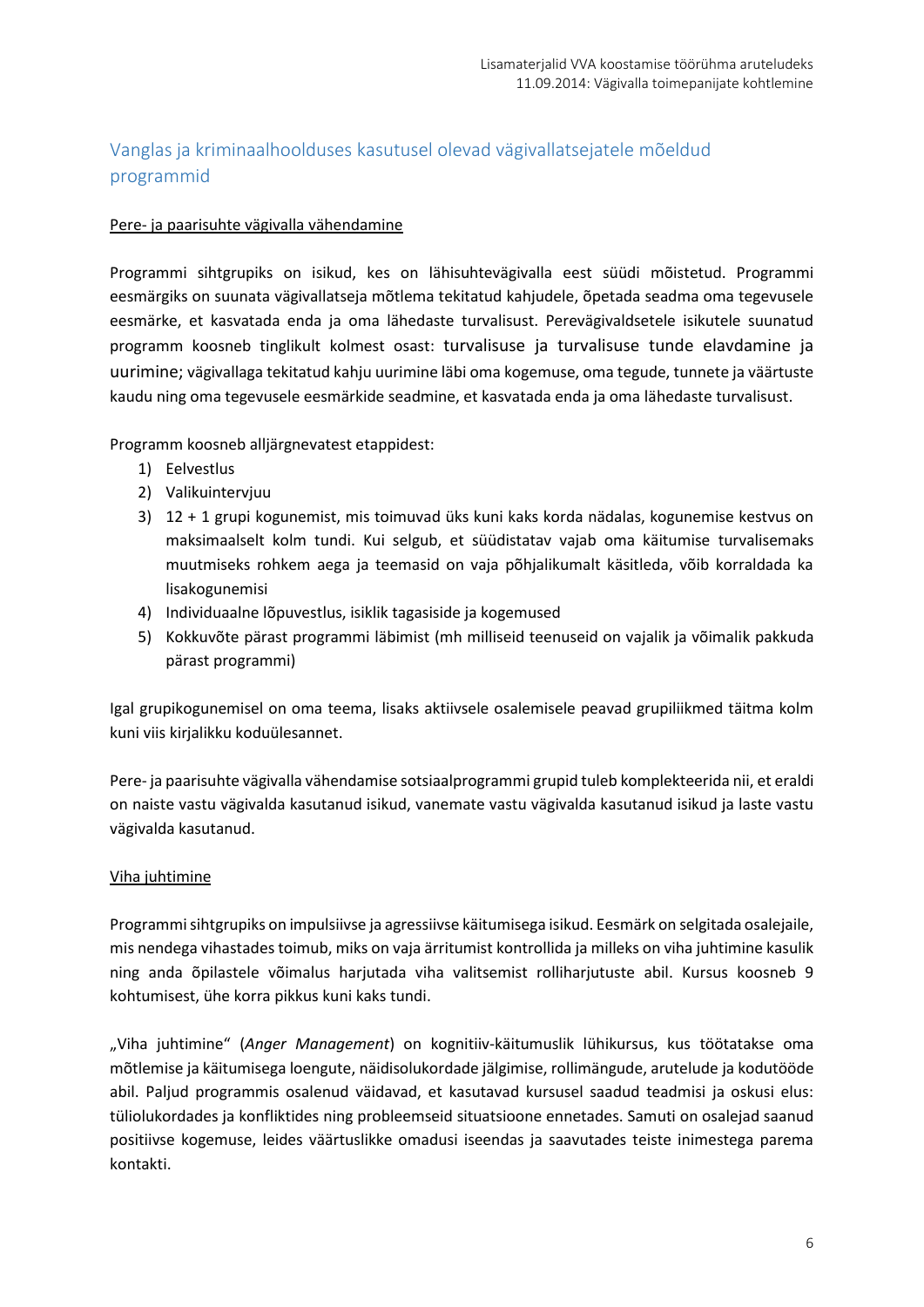## Vanglas ja kriminaalhoolduses kasutusel olevad vägivallatsejatele mõeldud programmid

### Pere- ja paarisuhte vägivalla vähendamine

Programmi sihtgrupiks on isikud, kes on lähisuhtevägivalla eest süüdi mõistetud. Programmi eesmärgiks on suunata vägivallatseja mõtlema tekitatud kahjudele, õpetada seadma oma tegevusele eesmärke, et kasvatada enda ja oma lähedaste turvalisust. Perevägivaldsetele isikutele suunatud programm koosneb tinglikult kolmest osast: turvalisuse ja turvalisuse tunde elavdamine ja uurimine; vägivallaga tekitatud kahju uurimine läbi oma kogemuse, oma tegude, tunnete ja väärtuste kaudu ning oma tegevusele eesmärkide seadmine, et kasvatada enda ja oma lähedaste turvalisust.

Programm koosneb alljärgnevatest etappidest:

1) Eelvestlus
2) Valikuintervjuu
3) 12 + 1 grupi kogunemist, mis toimuvad üks kuni kaks korda nädalas, kogunemise kestvus on maksimaalselt kolm tundi. Kui selgub, et süüdistatav vajab oma käitumise turvalisemaks muutmiseks rohkem aega ja teemasid on vaja põhjalikumalt käsitleda, võib korraldada ka lisakogunemisi
4) Individuaalne lõpuvestlus, isiklik tagasiside ja kogemused
5) Kokkuvõte pärast programmi läbimist (mh milliseid teenuseid on vajalik ja võimalik pakkuda pärast programmi)

Igal grupikogunemisel on oma teema, lisaks aktiivsele osalemisele peavad grupiliikmed täitma kolm kuni viis kirjalikku koduülesannet.

Pere- ja paarisuhte vägivalla vähendamise sotsiaalprogrammi grupid tuleb komplekteerida nii, et eraldi on naiste vastu vägivalda kasutanud isikud, vanemate vastu vägivalda kasutanud isikud ja laste vastu vägivalda kasutanud.

### Viha juhtimine

Programmi sihtgrupiks on impulsiivse ja agressiivse käitumisega isikud. Eesmärk on selgitada osalejaile, mis nendega vihastades toimub, miks on vaja ärritumist kontrollida ja milleks on viha juhtimine kasulik ning anda õpilastele võimalus harjutada viha valitsemist rolliharjutuste abil. Kursus koosneb 9 kohtumisest, ühe korra pikkus kuni kaks tundi.

„Viha juhtimine“ (*Anger Management*) on kognitiiv-käitumuslik lühikursus, kus töötatakse oma mõtlemise ja käitumisega loengute, näidisolukordade jälgimise, rollimängude, arutelude ja kodutööde abil. Paljud programmis osalenud väidavad, et kasutavad kursusel saadud teadmisi ja oskusi elus: tüliolukordades ja konfliktides ning probleemseid situatsioone ennetades. Samuti on osalejad saanud positiivse kogemuse, leides väärtuslikke omadusi iseendas ja saavutades teiste inimestega parema kontakti.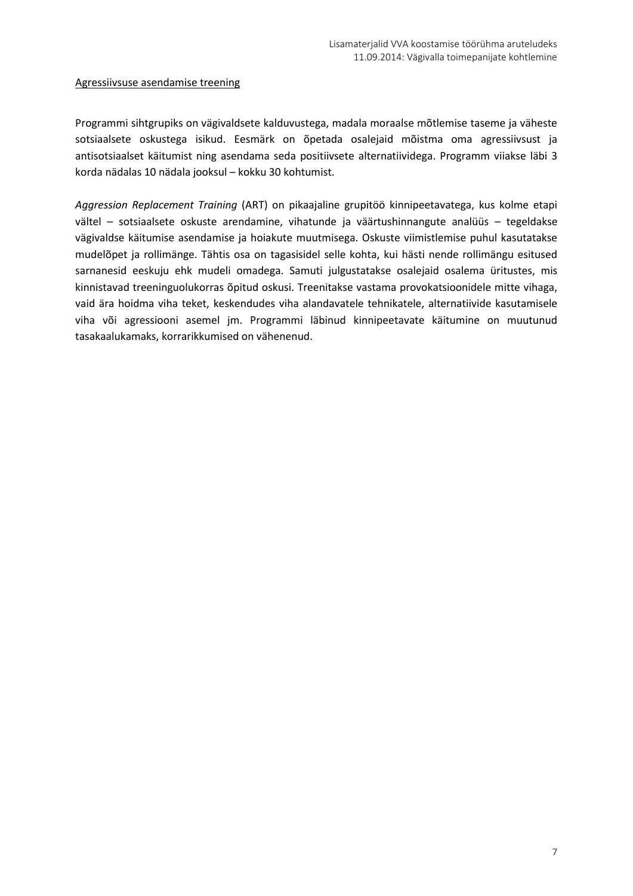Agressiivsuse asendamise treening

Programmi sihtgrupiks on vägivaldsete kalduvustega, madala moraalse mõtlemise taseme ja väheste sotsiaalsete oskustega isikud. Eesmärk on õpetada osalejaid mõistma oma agressiivsust ja antisotsiaalset käitumist ning asendama seda positiivsete alternatiividega. Programm viiakse läbi 3 korda nädalas 10 nädala jooksul – kokku 30 kohtumist.

*Aggression Replacement Training* (ART) on pikaajaline grupitöö kinnipeetavatega, kus kolme etapi vältel – sotsiaalsete oskuste arendamine, vihatunde ja väärtushinnangute analüüs – tegeldakse vägivaldse käitumise asendamise ja hoiakute muutmisega. Oskuste viimistlemise puhul kasutatakse mudelõpet ja rollimänge. Tähtis osa on tagasisidel selle kohta, kui hästi nende rollimängu esitused sarnanesid eeskuju ehk mudeli omadega. Samuti julgustatakse osalejaid osalema üritustes, mis kinnistavad treeninguolukorras õpitud oskusi. Treenitakse vastama provokatsioonidele mitte vihaga, vaid ära hoidma viha teket, keskendudes viha alandavatele tehnikatele, alternatiivide kasutamisele viha või agressiooni asemel jm. Programmi läbinud kinnipeetavate käitumine on muutunud tasakaalukamaks, korrarikkumised on vähenenud.